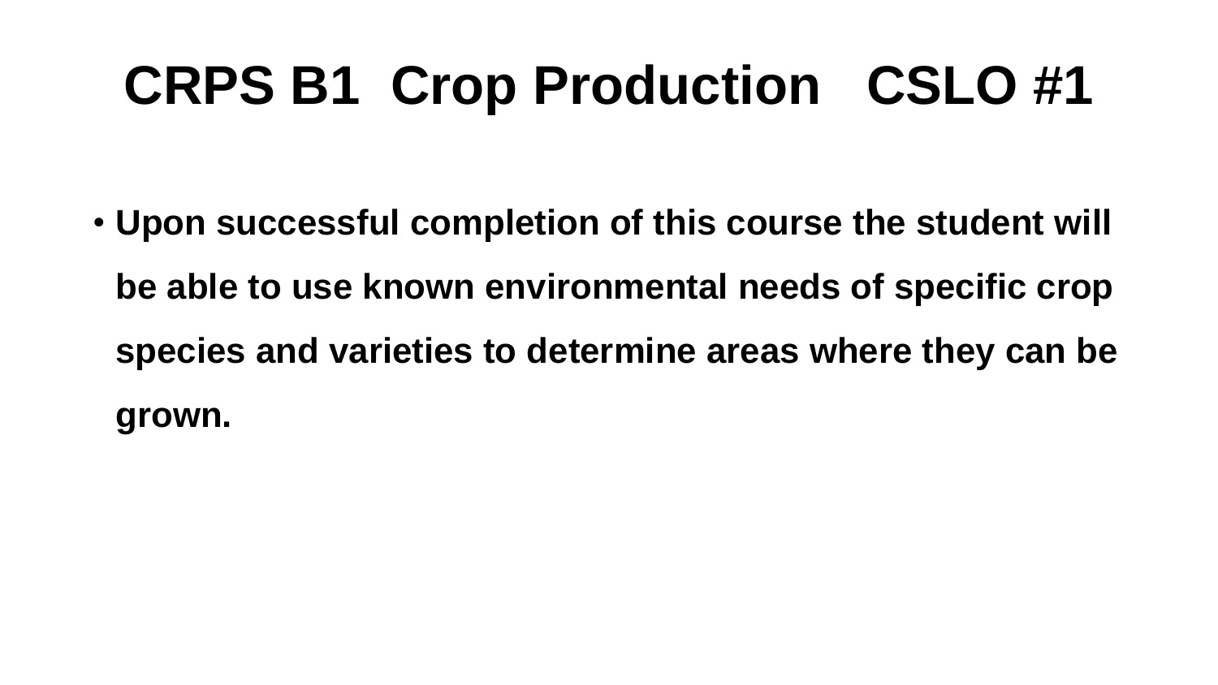# CRPS B1  Crop Production   CSLO #1

- **Upon successful completion of this course the student will be able to use known environmental needs of specific crop species and varieties to determine areas where they can be grown.**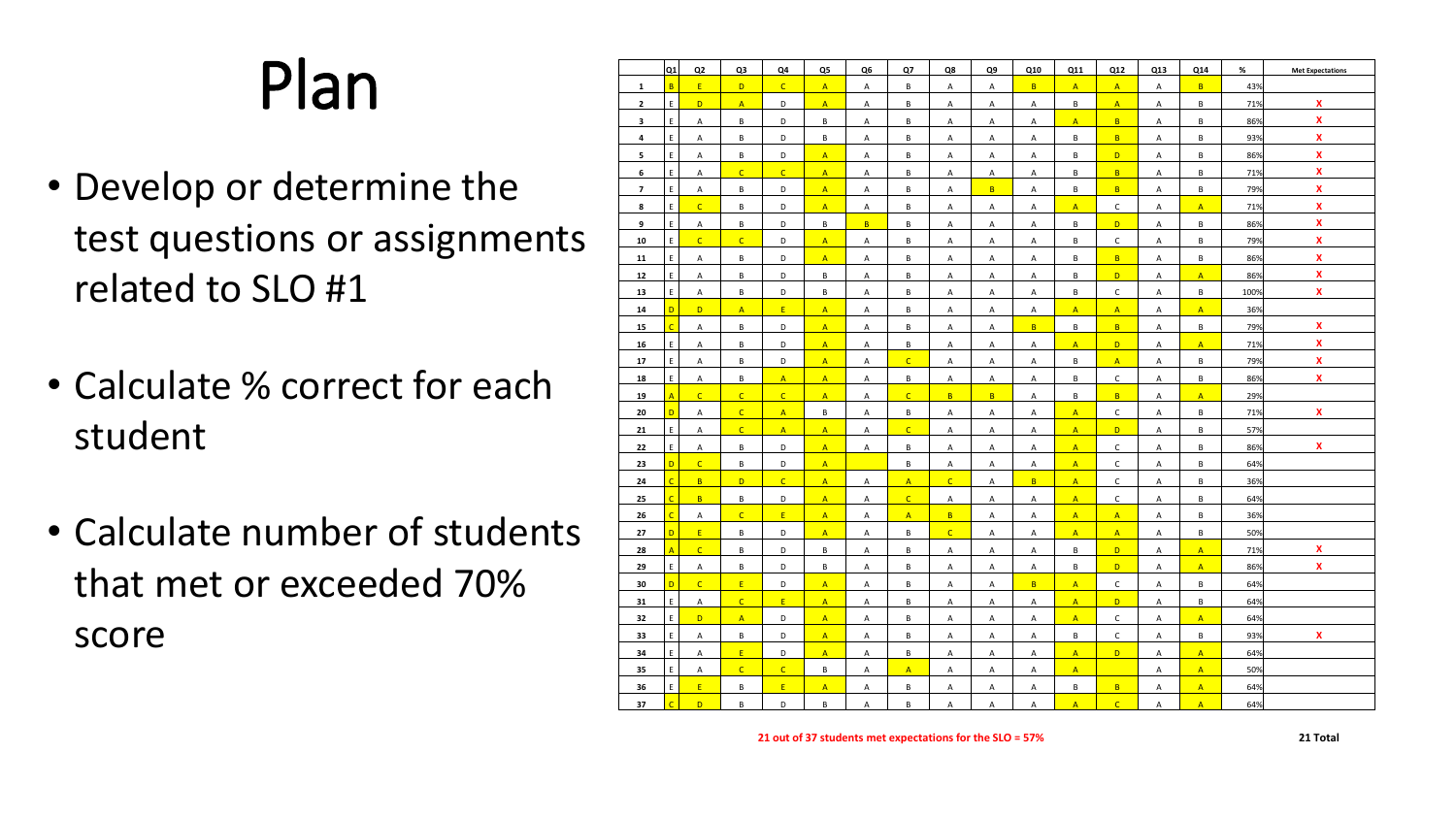# Plan

- Develop or determine the test questions or assignments related to SLO #1
- Calculate % correct for each student
- Calculate number of students that met or exceeded 70% score

| | Q1 | Q2 | Q3 | Q4 | Q5 | Q6 | Q7 | Q8 | Q9 | Q10 | Q11 | Q12 | Q13 | Q14 | % | Met Expectations |
|---|---|---|---|---|---|---|---|---|---|---|---|---|---|---|---|---|
| 1 | B | E | D | C | A | A | B | A | A | B | A | A | A | B | 43% | |
| 2 | E | D | A | D | A | A | B | A | A | A | B | A | A | B | 71% | X |
| 3 | E | A | B | D | B | A | B | A | A | A | A | B | A | B | 86% | X |
| 4 | E | A | B | D | B | A | B | A | A | A | B | B | A | B | 93% | X |
| 5 | E | A | B | D | A | A | B | A | A | A | B | D | A | B | 86% | X |
| 6 | E | A | C | C | A | A | B | A | A | A | B | B | A | B | 71% | X |
| 7 | E | A | B | D | A | A | B | A | B | A | B | B | A | B | 79% | X |
| 8 | E | C | B | D | A | A | B | A | A | A | A | C | A | A | 71% | X |
| 9 | E | A | B | D | B | B | B | A | A | A | B | D | A | B | 86% | X |
| 10 | E | C | C | D | A | A | B | A | A | A | B | C | A | B | 79% | X |
| 11 | E | A | B | D | A | A | B | A | A | A | B | B | A | B | 86% | X |
| 12 | E | A | B | D | B | A | B | A | A | A | B | D | A | A | 86% | X |
| 13 | E | A | B | D | B | A | B | A | A | A | B | C | A | B | 100% | X |
| 14 | D | D | A | E | A | A | B | A | A | A | A | A | A | A | 36% | |
| 15 | C | A | B | D | A | A | B | A | A | B | B | B | A | B | 79% | X |
| 16 | E | A | B | D | A | A | B | A | A | A | A | D | A | A | 71% | X |
| 17 | E | A | B | D | A | A | C | A | A | A | B | A | A | B | 79% | X |
| 18 | E | A | B | A | A | A | B | A | A | A | B | C | A | B | 86% | X |
| 19 | A | C | C | C | A | A | C | B | B | A | B | B | A | A | 29% | |
| 20 | D | A | C | A | B | A | B | A | A | A | A | C | A | B | 71% | X |
| 21 | E | A | C | A | A | A | C | A | A | A | A | D | A | B | 57% | |
| 22 | E | A | B | D | A | A | B | A | A | A | A | C | A | B | 86% | X |
| 23 | D | C | B | D | A | | B | A | A | A | A | C | A | B | 64% | |
| 24 | C | B | D | C | A | A | A | C | A | B | A | C | A | B | 36% | |
| 25 | C | B | B | D | A | A | C | A | A | A | A | C | A | B | 64% | |
| 26 | C | A | C | E | A | A | A | B | A | A | A | A | A | B | 36% | |
| 27 | D | E | B | D | A | A | B | C | A | A | A | A | A | B | 50% | |
| 28 | A | C | B | D | B | A | B | A | A | A | B | D | A | A | 71% | X |
| 29 | E | A | B | D | B | A | B | A | A | A | B | D | A | A | 86% | X |
| 30 | D | C | E | D | A | A | B | A | A | B | A | C | A | B | 64% | |
| 31 | E | A | C | E | A | A | B | A | A | A | A | D | A | B | 64% | |
| 32 | E | D | A | D | A | A | B | A | A | A | A | C | A | A | 64% | |
| 33 | E | A | B | D | A | A | B | A | A | A | B | C | A | B | 93% | X |
| 34 | E | A | E | D | A | A | B | A | A | A | A | D | A | A | 64% | |
| 35 | E | A | C | C | B | A | A | A | A | A | A | | A | A | 50% | |
| 36 | E | E | B | E | A | A | B | A | A | A | B | B | A | A | 64% | |
| 37 | C | D | B | D | B | A | B | A | A | A | A | C | A | A | 64% | |

**21 out of 37 students met expectations for the SLO = 57%**

**21 Total**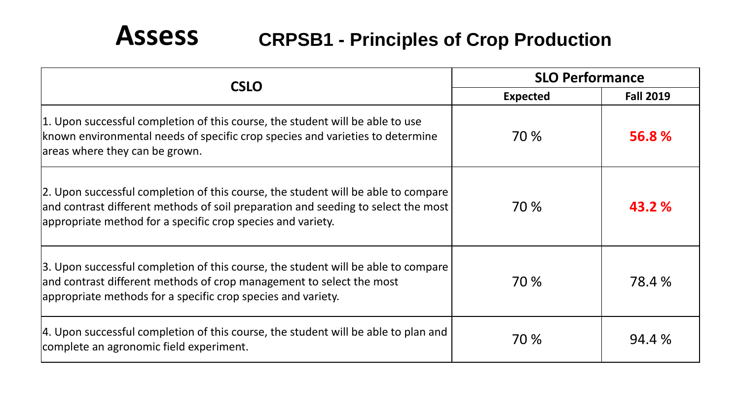# Assess

## CRPSB1 - Principles of Crop Production

| CSLO | SLO Performance | |
|---|---|---|
| | **Expected** | **Fall 2019** |
| 1. Upon successful completion of this course, the student will be able to use known environmental needs of specific crop species and varieties to determine areas where they can be grown. | 70 % | **56.8 %** |
| 2. Upon successful completion of this course, the student will be able to compare and contrast different methods of soil preparation and seeding to select the most appropriate method for a specific crop species and variety. | 70 % | **43.2 %** |
| 3. Upon successful completion of this course, the student will be able to compare and contrast different methods of crop management to select the most appropriate methods for a specific crop species and variety. | 70 % | 78.4 % |
| 4. Upon successful completion of this course, the student will be able to plan and complete an agronomic field experiment. | 70 % | 94.4 % |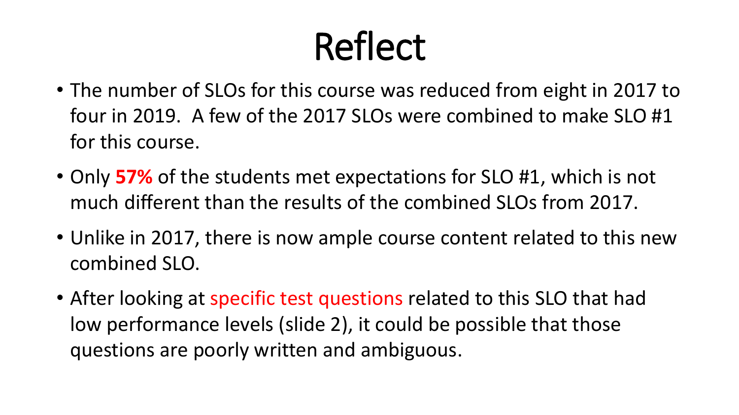# Reflect

- The number of SLOs for this course was reduced from eight in 2017 to four in 2019. A few of the 2017 SLOs were combined to make SLO #1 for this course.
- Only **57%** of the students met expectations for SLO #1, which is not much different than the results of the combined SLOs from 2017.
- Unlike in 2017, there is now ample course content related to this new combined SLO.
- After looking at specific test questions related to this SLO that had low performance levels (slide 2), it could be possible that those questions are poorly written and ambiguous.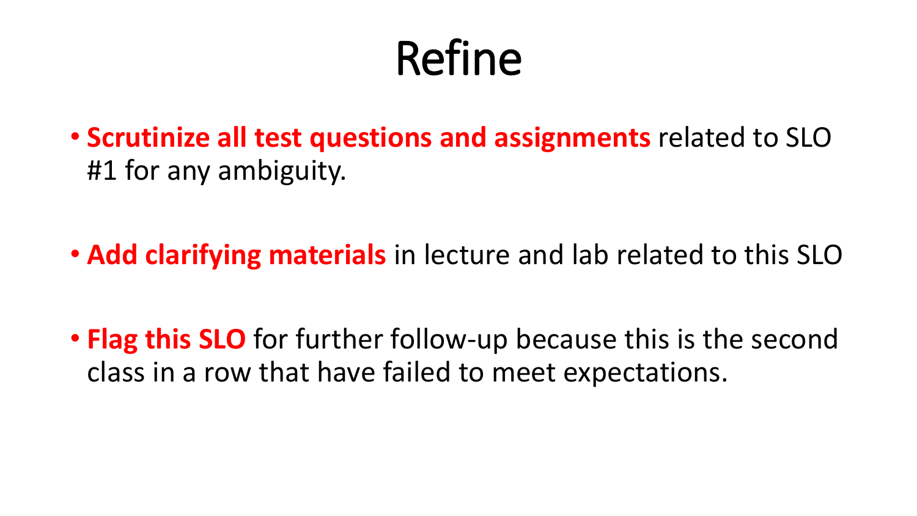# Refine

- **Scrutinize all test questions and assignments** related to SLO #1 for any ambiguity.
- **Add clarifying materials** in lecture and lab related to this SLO
- **Flag this SLO** for further follow-up because this is the second class in a row that have failed to meet expectations.